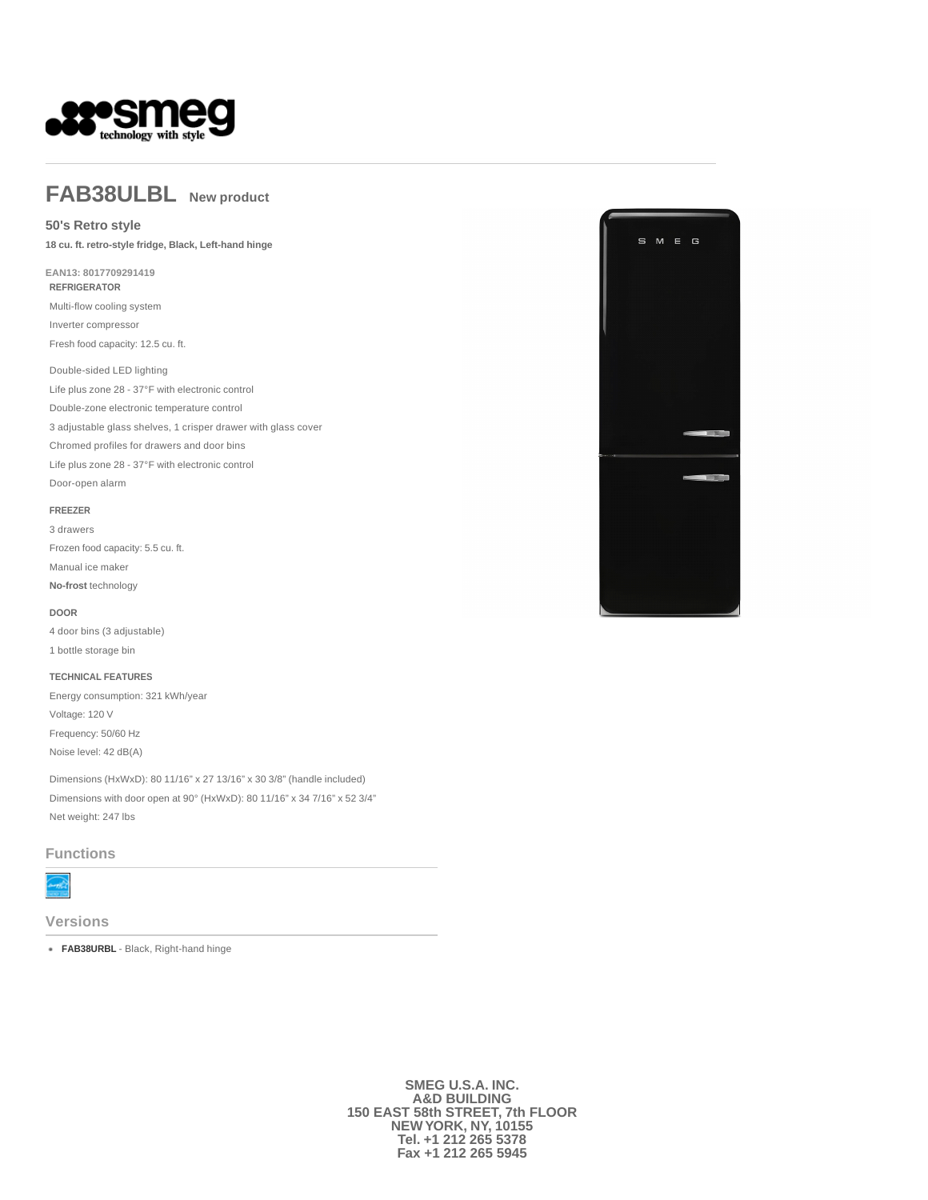# FAB38ULBL New product

## 50's Retro style

**18 cu. ft. retro-style fridge, Black, Left-hand hinge**

**EAN13: 8017709291419**

**REFRIGERATOR**

Multi-flow cooling system

Inverter compressor

Fresh food capacity: 12.5 cu. ft.

Double-sided LED lighting

Life plus zone 28 - 37°F with electronic control

Double-zone electronic temperature control

3 adjustable glass shelves, 1 crisper drawer with glass cover

Chromed profiles for drawers and door bins

Life plus zone 28 - 37°F with electronic control

Door-open alarm

**FREEZER**

3 drawers

Frozen food capacity: 5.5 cu. ft.

Manual ice maker

**No-frost** technology

**DOOR**

4 door bins (3 adjustable)

1 bottle storage bin

**TECHNICAL FEATURES**

Energy consumption: 321 kWh/year

Voltage: 120 V

Frequency: 50/60 Hz

Noise level: 42 dB(A)

Dimensions (HxWxD): 80 11/16" x 27 13/16" x 30 3/8" (handle included)

Dimensions with door open at 90° (HxWxD): 80 11/16" x 34 7/16" x 52 3/4"

Net weight: 247 lbs

## Functions

## Versions

- **FAB38URBL** - Black, Right-hand hinge

**SMEG U.S.A. INC.**
**A&D BUILDING**
**150 EAST 58th STREET, 7th FLOOR**
**NEW YORK, NY, 10155**
**Tel. +1 212 265 5378**
**Fax +1 212 265 5945**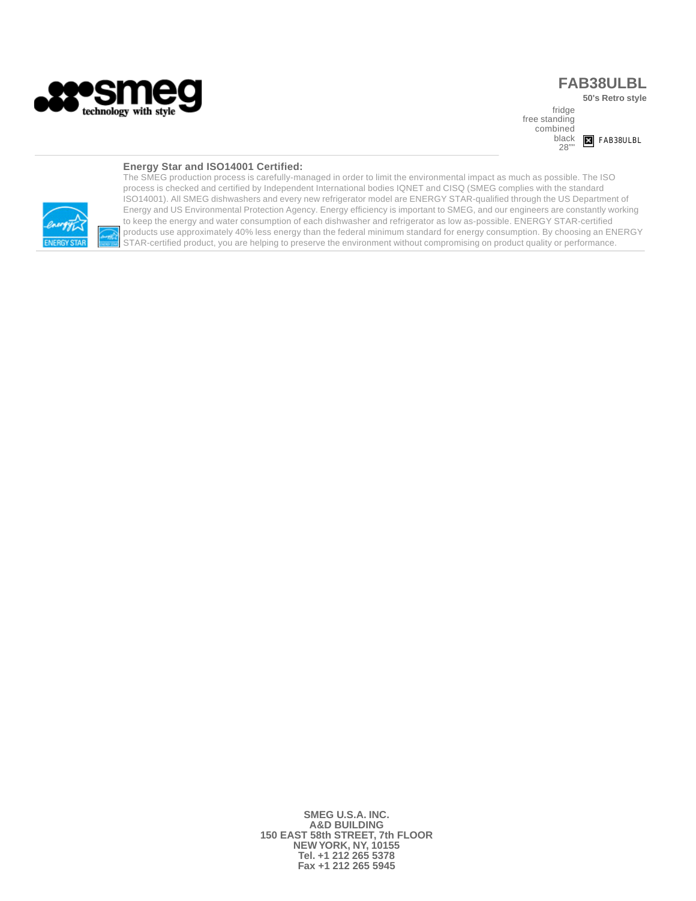**FAB38ULBL**

**50's Retro style**

fridge
free standing
combined
black
28""

FAB38ULBL

### Energy Star and ISO14001 Certified:

The SMEG production process is carefully-managed in order to limit the environmental impact as much as possible. The ISO process is checked and certified by Independent International bodies IQNET and CISQ (SMEG complies with the standard ISO14001). All SMEG dishwashers and every new refrigerator model are ENERGY STAR-qualified through the US Department of Energy and US Environmental Protection Agency. Energy efficiency is important to SMEG, and our engineers are constantly working to keep the energy and water consumption of each dishwasher and refrigerator as low as-possible. ENERGY STAR-certified products use approximately 40% less energy than the federal minimum standard for energy consumption. By choosing an ENERGY STAR-certified product, you are helping to preserve the environment without compromising on product quality or performance.

**SMEG U.S.A. INC.**
**A&D BUILDING**
**150 EAST 58th STREET, 7th FLOOR**
**NEW YORK, NY, 10155**
**Tel. +1 212 265 5378**
**Fax +1 212 265 5945**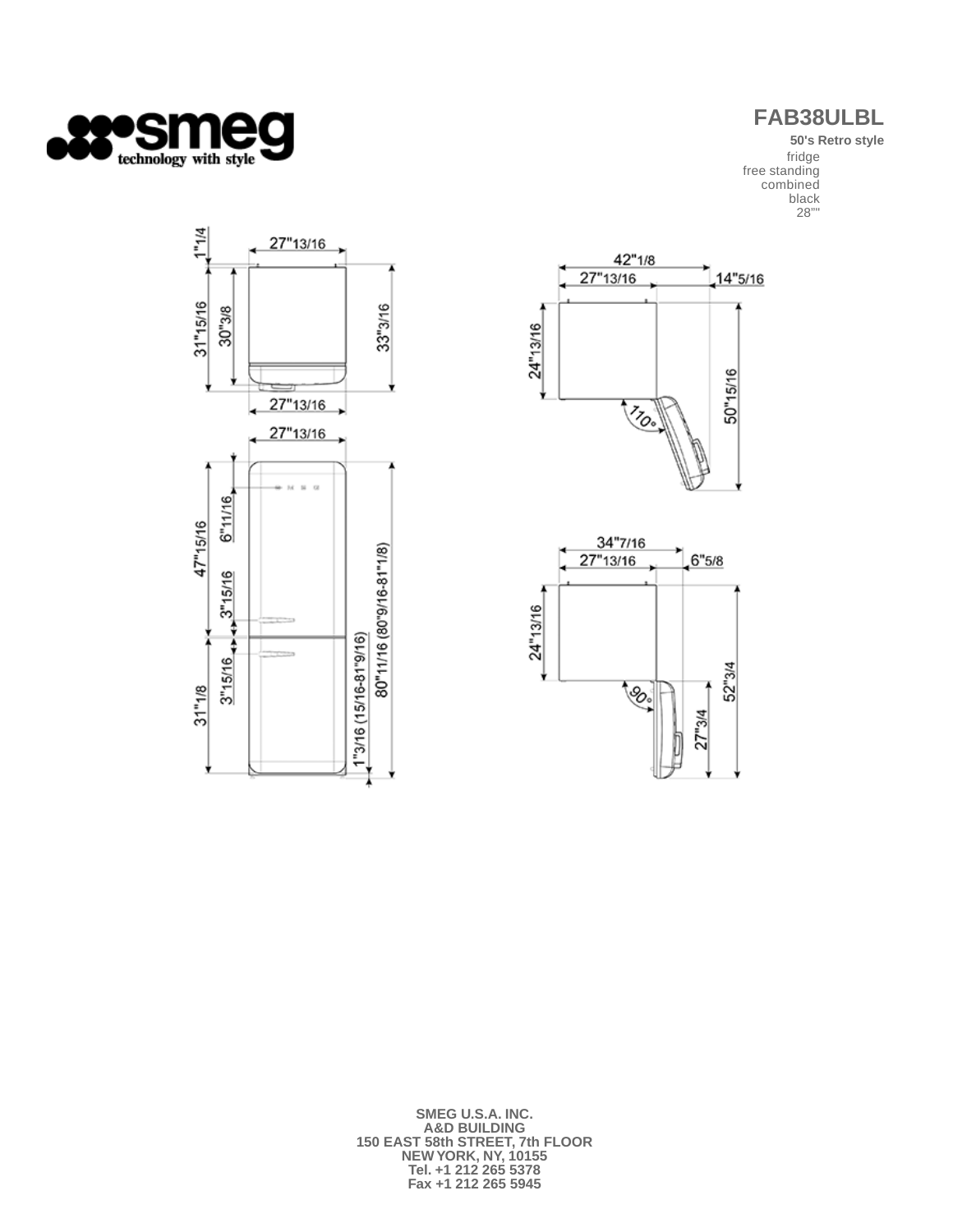# FAB38ULBL

**50's Retro style**

fridge
free standing
combined
black
28""

1"1/4
27"13/16
31"15/16
30"3/8
33"3/16
27"13/16
27"13/16
47"15/16
6"11/16
3"15/16
31"1/8
3"15/16
1"3/16 (15/16-81"9/16)
80"11/16 (80"9/16-81"1/8)

42"1/8
27"13/16
14"5/16
24"13/16
110°
50"15/16

34"7/16
27"13/16
6"5/8
24"13/16
90°
52"3/4
27"3/4

**SMEG U.S.A. INC.**
**A&D BUILDING**
**150 EAST 58th STREET, 7th FLOOR**
**NEW YORK, NY, 10155**
**Tel. +1 212 265 5378**
**Fax +1 212 265 5945**